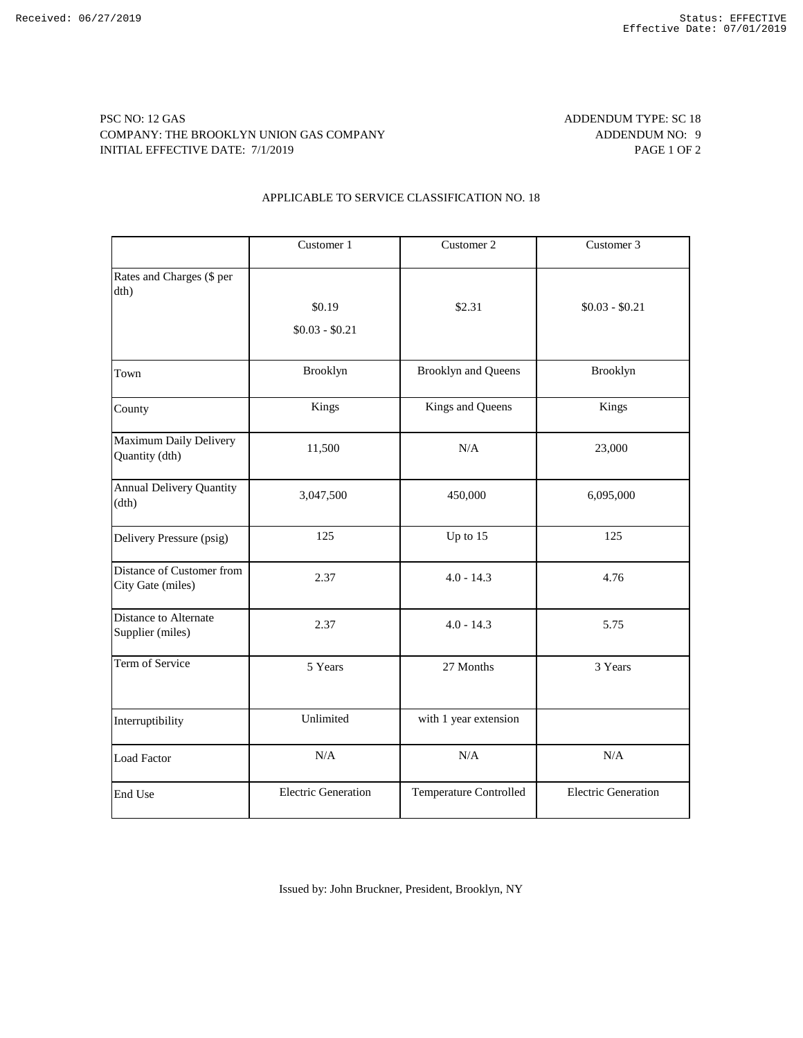PSC NO: 12 GAS
COMPANY: THE BROOKLYN UNION GAS COMPANY
INITIAL EFFECTIVE DATE: 7/1/2019

ADDENDUM TYPE: SC 18
ADDENDUM NO: 9

APPLICABLE TO SERVICE CLASSIFICATION NO. 18

| | Customer 1 | Customer 2 | Customer 3 |
|---|---|---|---|
| Rates and Charges ($ per dth) | $0.19<br>$0.03 - $0.21 | $2.31 | $0.03 - $0.21 |
| Town | Brooklyn | Brooklyn and Queens | Brooklyn |
| County | Kings | Kings and Queens | Kings |
| Maximum Daily Delivery Quantity (dth) | 11,500 | N/A | 23,000 |
| Annual Delivery Quantity (dth) | 3,047,500 | 450,000 | 6,095,000 |
| Delivery Pressure (psig) | 125 | Up to 15 | 125 |
| Distance of Customer from City Gate (miles) | 2.37 | 4.0 - 14.3 | 4.76 |
| Distance to Alternate Supplier (miles) | 2.37 | 4.0 - 14.3 | 5.75 |
| Term of Service | 5 Years | 27 Months | 3 Years |
| Interruptibility | Unlimited | with 1 year extension | |
| Load Factor | N/A | N/A | N/A |
| End Use | Electric Generation | Temperature Controlled | Electric Generation |

Issued by: John Bruckner, President, Brooklyn, NY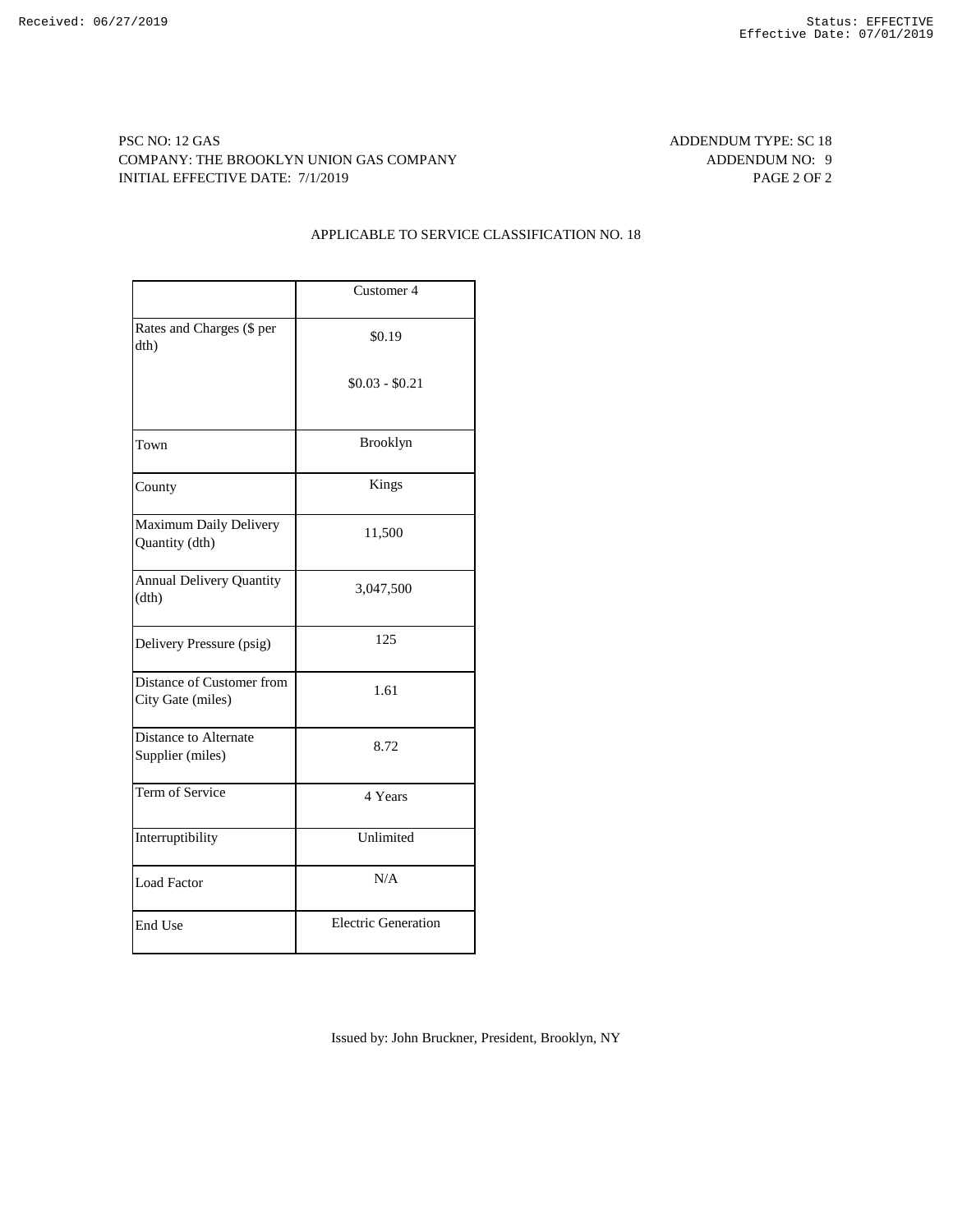PSC NO: 12 GAS
COMPANY: THE BROOKLYN UNION GAS COMPANY
INITIAL EFFECTIVE DATE: 7/1/2019

ADDENDUM TYPE: SC 18
ADDENDUM NO: 9

APPLICABLE TO SERVICE CLASSIFICATION NO. 18

| | Customer 4 |
|---|---|
| Rates and Charges ($ per dth) | $0.19<br><br>$0.03 - $0.21 |
| Town | Brooklyn |
| County | Kings |
| Maximum Daily Delivery Quantity (dth) | 11,500 |
| Annual Delivery Quantity (dth) | 3,047,500 |
| Delivery Pressure (psig) | 125 |
| Distance of Customer from City Gate (miles) | 1.61 |
| Distance to Alternate Supplier (miles) | 8.72 |
| Term of Service | 4 Years |
| Interruptibility | Unlimited |
| Load Factor | N/A |
| End Use | Electric Generation |

Issued by: John Bruckner, President, Brooklyn, NY